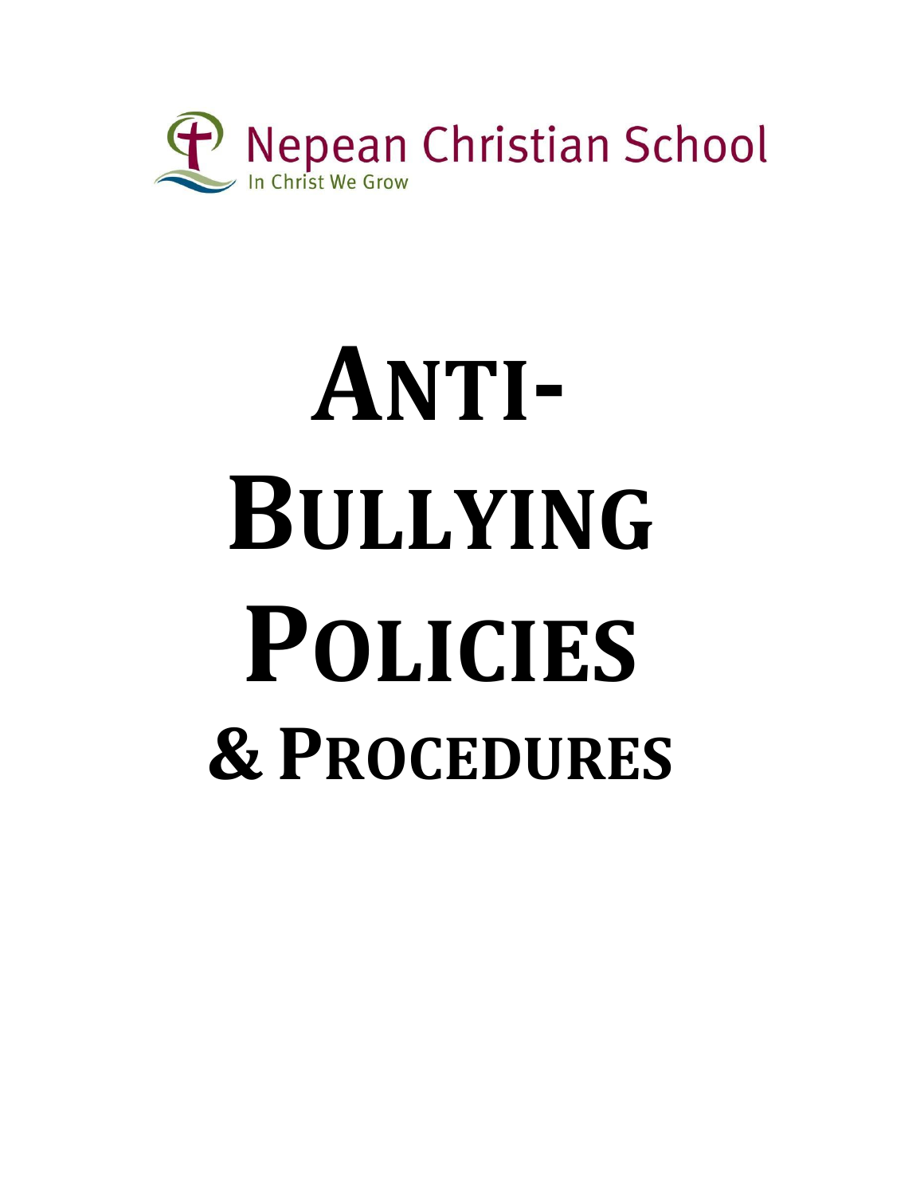Nepean Christian School

In Christ We Grow

# ANTI-BULLYING POLICIES

## & PROCEDURES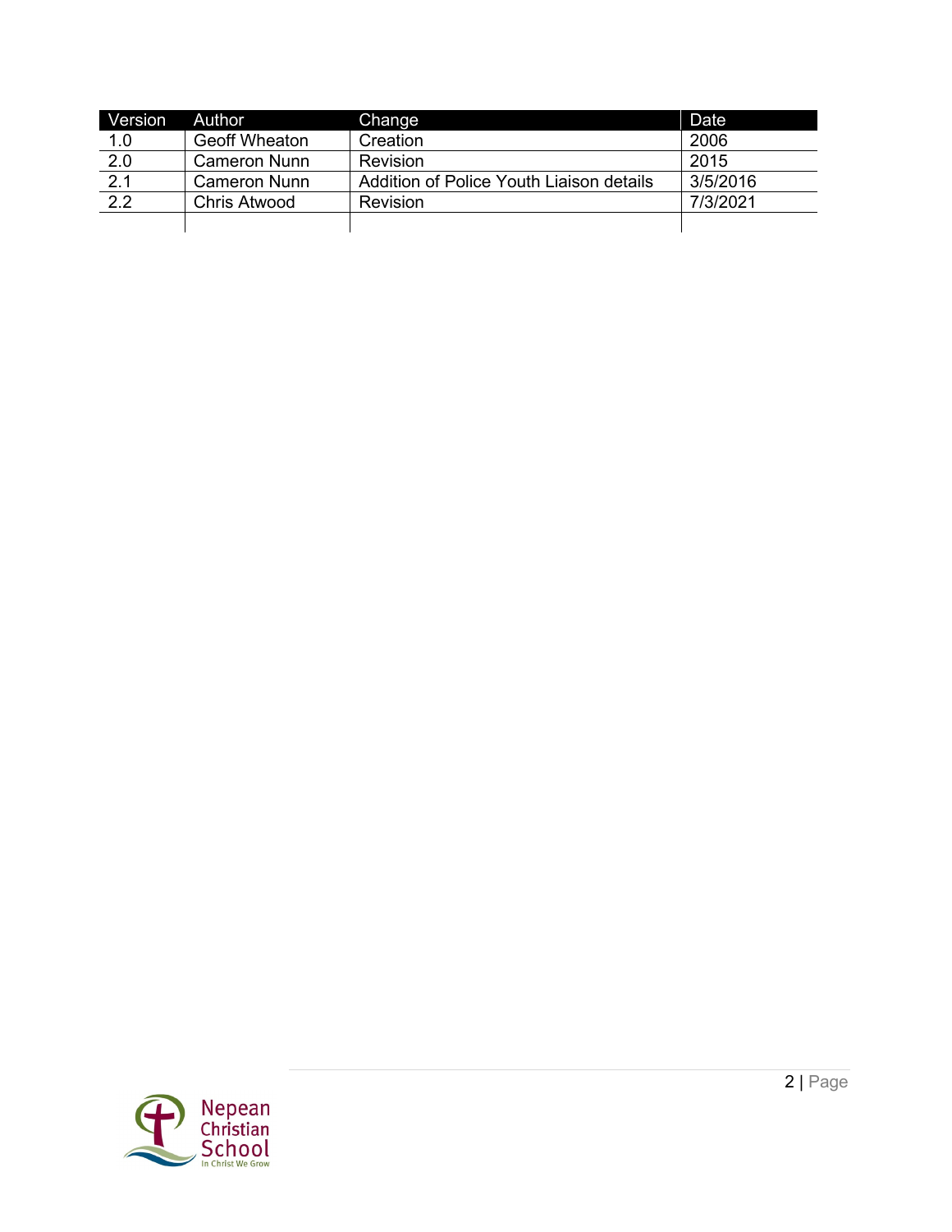| Version | Author | Change | Date |
|---|---|---|---|
| 1.0 | Geoff Wheaton | Creation | 2006 |
| 2.0 | Cameron Nunn | Revision | 2015 |
| 2.1 | Cameron Nunn | Addition of Police Youth Liaison details | 3/5/2016 |
| 2.2 | Chris Atwood | Revision | 7/3/2021 |
| | | | |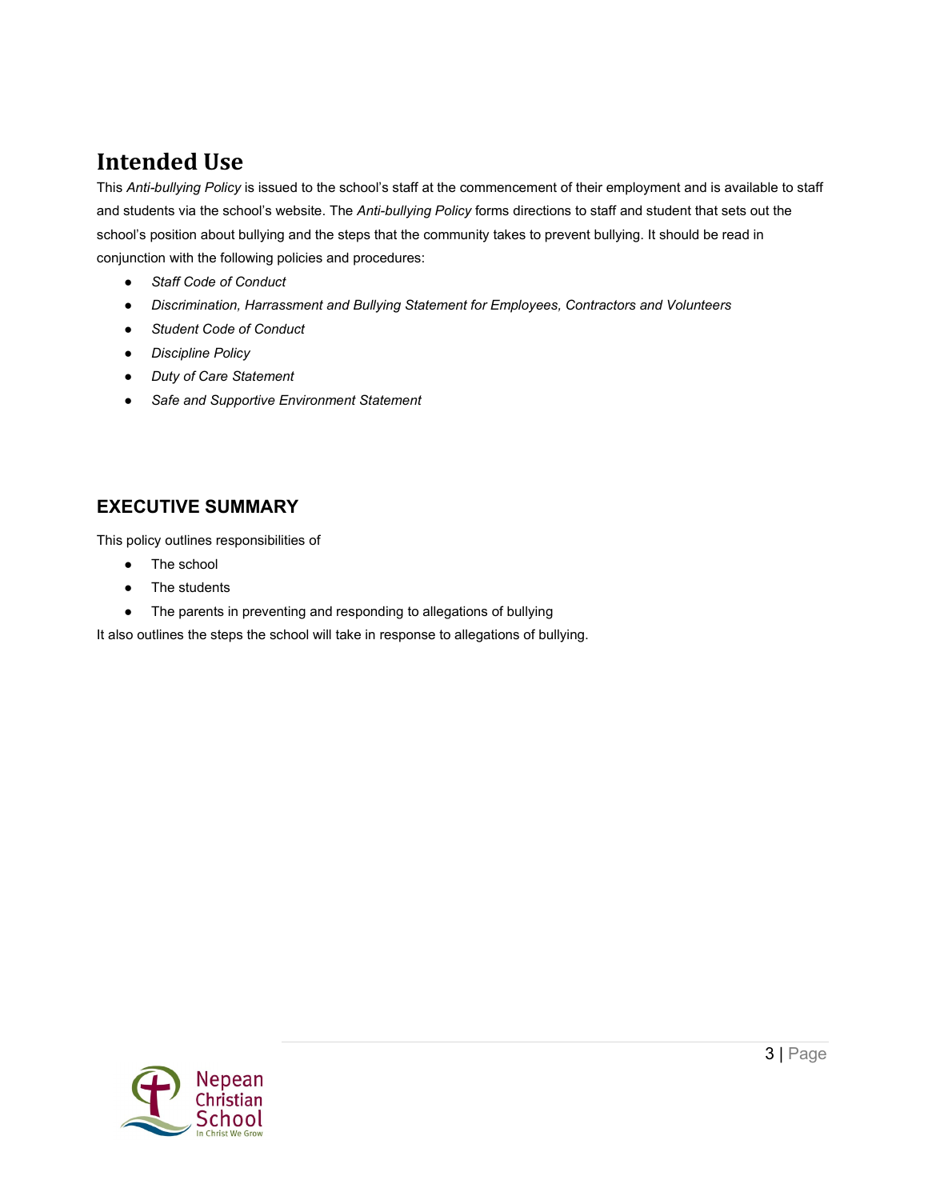## Intended Use

This *Anti-bullying Policy* is issued to the school's staff at the commencement of their employment and is available to staff and students via the school's website. The *Anti-bullying Policy* forms directions to staff and student that sets out the school's position about bullying and the steps that the community takes to prevent bullying. It should be read in conjunction with the following policies and procedures:

- *Staff Code of Conduct*
- *Discrimination, Harrassment and Bullying Statement for Employees, Contractors and Volunteers*
- *Student Code of Conduct*
- *Discipline Policy*
- *Duty of Care Statement*
- *Safe and Supportive Environment Statement*

### EXECUTIVE SUMMARY

This policy outlines responsibilities of

- The school
- The students
- The parents in preventing and responding to allegations of bullying

It also outlines the steps the school will take in response to allegations of bullying.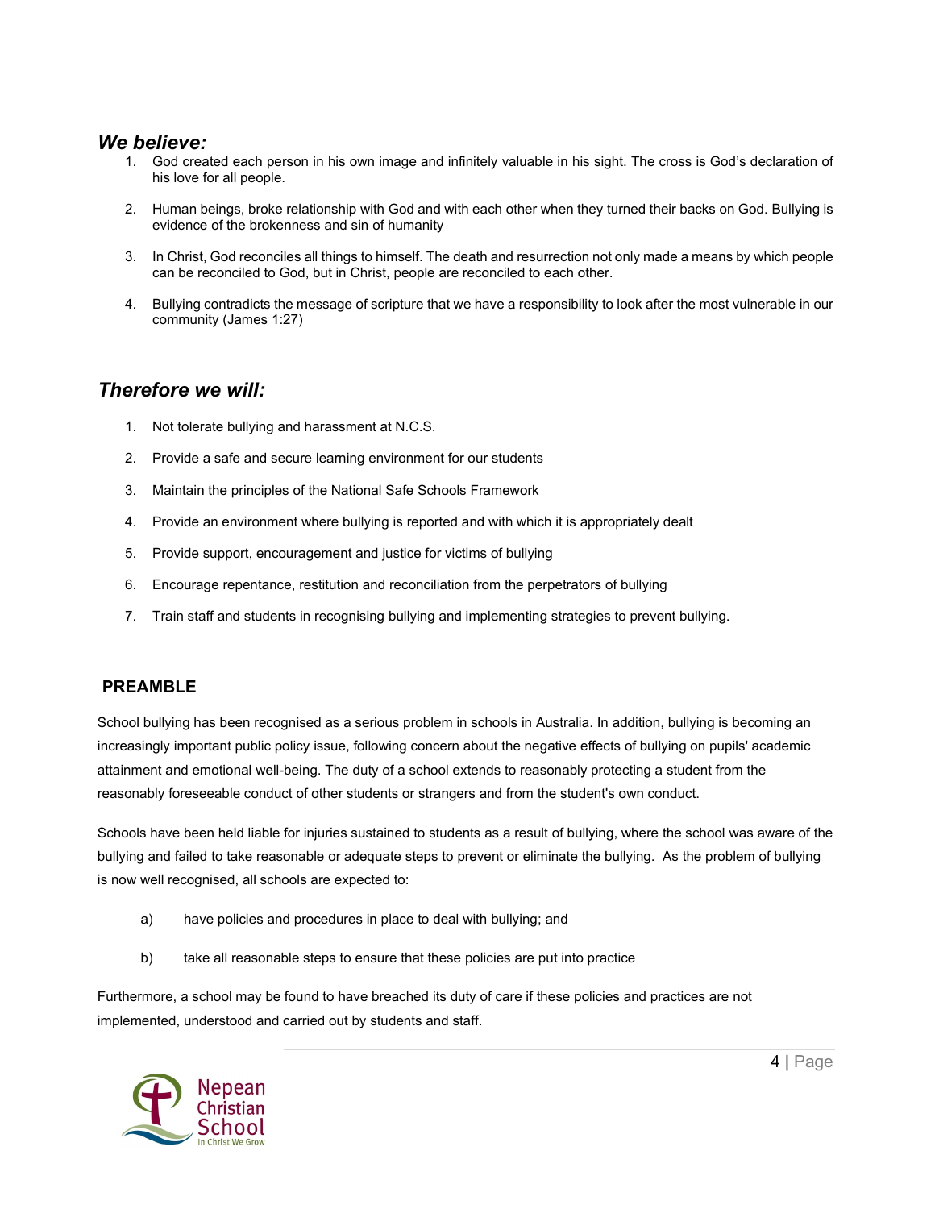## *We believe:*

1. God created each person in his own image and infinitely valuable in his sight. The cross is God's declaration of his love for all people.

2. Human beings, broke relationship with God and with each other when they turned their backs on God. Bullying is evidence of the brokenness and sin of humanity

3. In Christ, God reconciles all things to himself. The death and resurrection not only made a means by which people can be reconciled to God, but in Christ, people are reconciled to each other.

4. Bullying contradicts the message of scripture that we have a responsibility to look after the most vulnerable in our community (James 1:27)

## *Therefore we will:*

1. Not tolerate bullying and harassment at N.C.S.

2. Provide a safe and secure learning environment for our students

3. Maintain the principles of the National Safe Schools Framework

4. Provide an environment where bullying is reported and with which it is appropriately dealt

5. Provide support, encouragement and justice for victims of bullying

6. Encourage repentance, restitution and reconciliation from the perpetrators of bullying

7. Train staff and students in recognising bullying and implementing strategies to prevent bullying.

## PREAMBLE

School bullying has been recognised as a serious problem in schools in Australia. In addition, bullying is becoming an increasingly important public policy issue, following concern about the negative effects of bullying on pupils' academic attainment and emotional well-being. The duty of a school extends to reasonably protecting a student from the reasonably foreseeable conduct of other students or strangers and from the student's own conduct.

Schools have been held liable for injuries sustained to students as a result of bullying, where the school was aware of the bullying and failed to take reasonable or adequate steps to prevent or eliminate the bullying. As the problem of bullying is now well recognised, all schools are expected to:

a) have policies and procedures in place to deal with bullying; and

b) take all reasonable steps to ensure that these policies are put into practice

Furthermore, a school may be found to have breached its duty of care if these policies and practices are not implemented, understood and carried out by students and staff.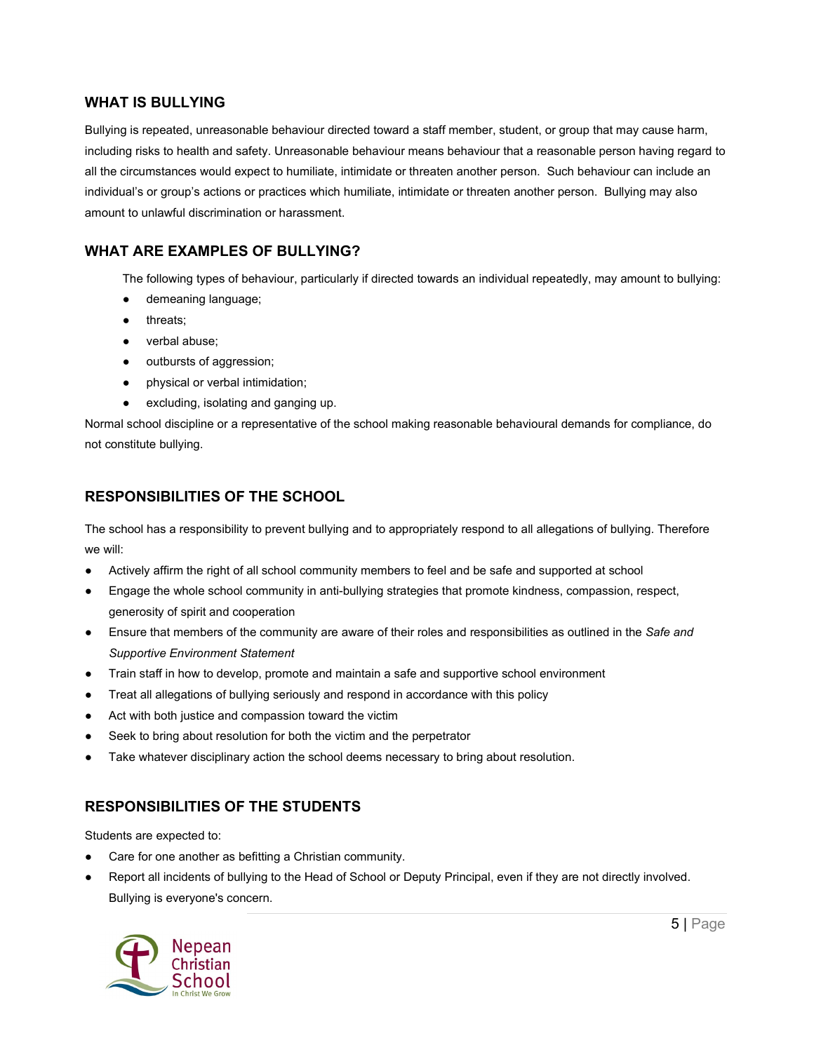## WHAT IS BULLYING

Bullying is repeated, unreasonable behaviour directed toward a staff member, student, or group that may cause harm, including risks to health and safety. Unreasonable behaviour means behaviour that a reasonable person having regard to all the circumstances would expect to humiliate, intimidate or threaten another person. Such behaviour can include an individual's or group's actions or practices which humiliate, intimidate or threaten another person. Bullying may also amount to unlawful discrimination or harassment.

## WHAT ARE EXAMPLES OF BULLYING?

The following types of behaviour, particularly if directed towards an individual repeatedly, may amount to bullying:

- demeaning language;
- threats;
- verbal abuse;
- outbursts of aggression;
- physical or verbal intimidation;
- excluding, isolating and ganging up.

Normal school discipline or a representative of the school making reasonable behavioural demands for compliance, do not constitute bullying.

## RESPONSIBILITIES OF THE SCHOOL

The school has a responsibility to prevent bullying and to appropriately respond to all allegations of bullying. Therefore we will:

- Actively affirm the right of all school community members to feel and be safe and supported at school
- Engage the whole school community in anti-bullying strategies that promote kindness, compassion, respect, generosity of spirit and cooperation
- Ensure that members of the community are aware of their roles and responsibilities as outlined in the *Safe and Supportive Environment Statement*
- Train staff in how to develop, promote and maintain a safe and supportive school environment
- Treat all allegations of bullying seriously and respond in accordance with this policy
- Act with both justice and compassion toward the victim
- Seek to bring about resolution for both the victim and the perpetrator
- Take whatever disciplinary action the school deems necessary to bring about resolution.

## RESPONSIBILITIES OF THE STUDENTS

Students are expected to:

- Care for one another as befitting a Christian community.
- Report all incidents of bullying to the Head of School or Deputy Principal, even if they are not directly involved. Bullying is everyone's concern.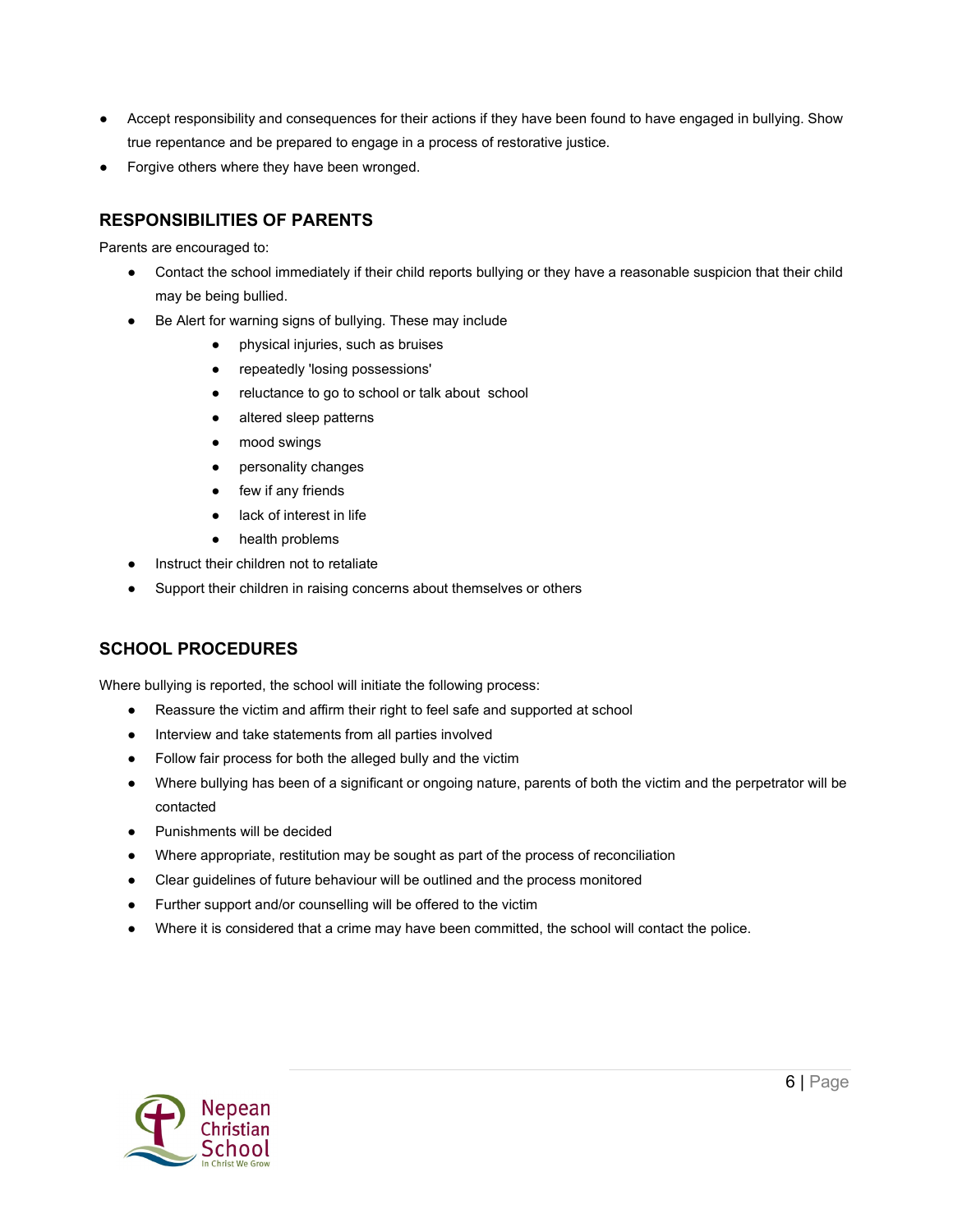- Accept responsibility and consequences for their actions if they have been found to have engaged in bullying. Show true repentance and be prepared to engage in a process of restorative justice.
- Forgive others where they have been wronged.

## RESPONSIBILITIES OF PARENTS

Parents are encouraged to:

- Contact the school immediately if their child reports bullying or they have a reasonable suspicion that their child may be being bullied.
- Be Alert for warning signs of bullying. These may include
    - physical injuries, such as bruises
    - repeatedly 'losing possessions'
    - reluctance to go to school or talk about school
    - altered sleep patterns
    - mood swings
    - personality changes
    - few if any friends
    - lack of interest in life
    - health problems
- Instruct their children not to retaliate
- Support their children in raising concerns about themselves or others

## SCHOOL PROCEDURES

Where bullying is reported, the school will initiate the following process:

- Reassure the victim and affirm their right to feel safe and supported at school
- Interview and take statements from all parties involved
- Follow fair process for both the alleged bully and the victim
- Where bullying has been of a significant or ongoing nature, parents of both the victim and the perpetrator will be contacted
- Punishments will be decided
- Where appropriate, restitution may be sought as part of the process of reconciliation
- Clear guidelines of future behaviour will be outlined and the process monitored
- Further support and/or counselling will be offered to the victim
- Where it is considered that a crime may have been committed, the school will contact the police.